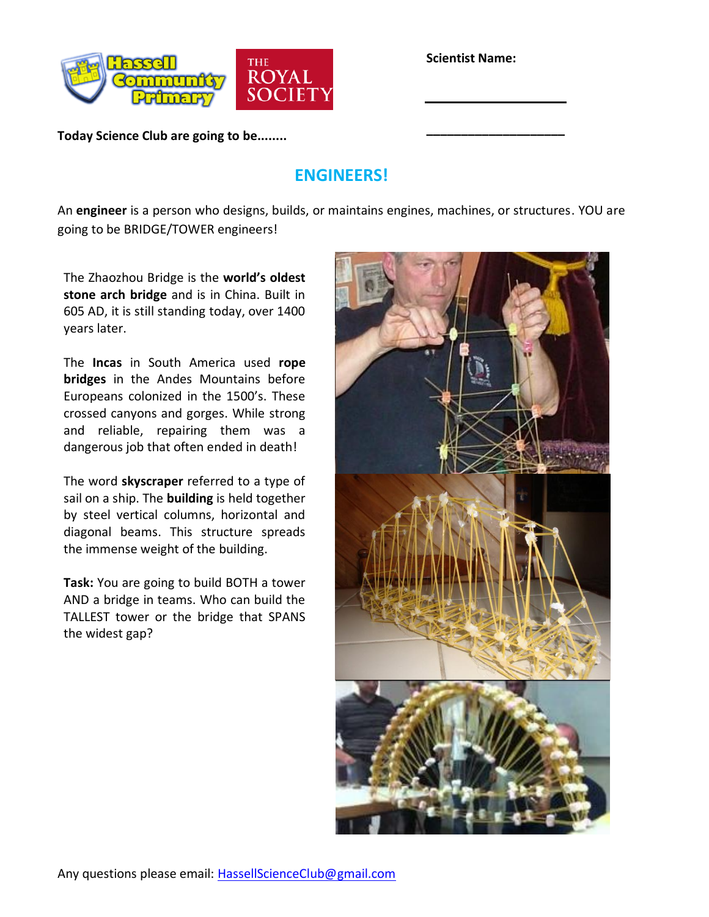Scientist Name:

___________________

___________________

**Today Science Club are going to be........**

## ENGINEERS!

An **engineer** is a person who designs, builds, or maintains engines, machines, or structures. YOU are going to be BRIDGE/TOWER engineers!

The Zhaozhou Bridge is the **world's oldest stone arch bridge** and is in China. Built in 605 AD, it is still standing today, over 1400 years later.

The **Incas** in South America used **rope bridges** in the Andes Mountains before Europeans colonized in the 1500's. These crossed canyons and gorges. While strong and reliable, repairing them was a dangerous job that often ended in death!

The word **skyscraper** referred to a type of sail on a ship. The **building** is held together by steel vertical columns, horizontal and diagonal beams. This structure spreads the immense weight of the building.

**Task:** You are going to build BOTH a tower AND a bridge in teams. Who can build the TALLEST tower or the bridge that SPANS the widest gap?

Any questions please email: HassellScienceClub@gmail.com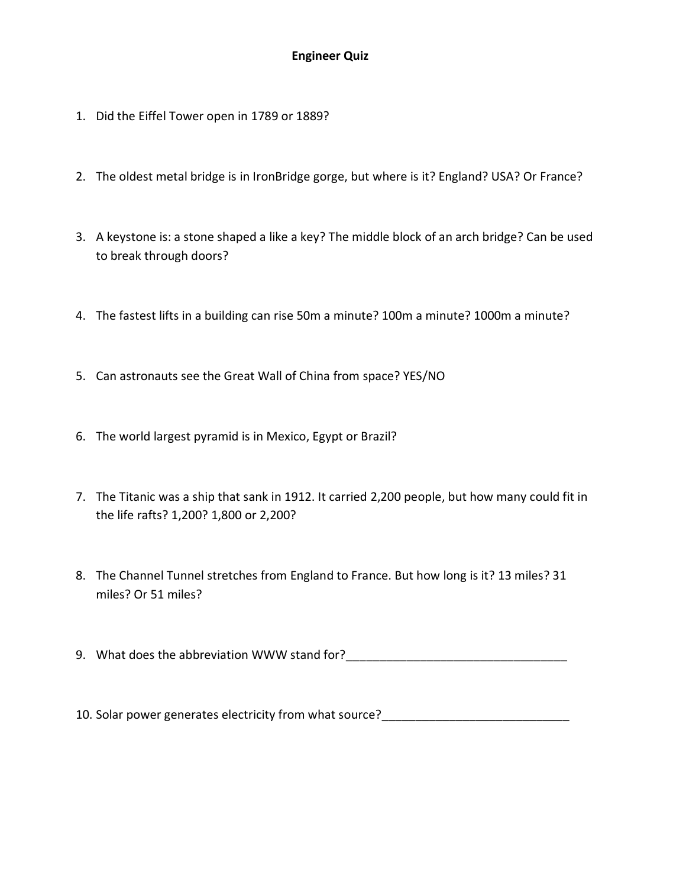# Engineer Quiz

1. Did the Eiffel Tower open in 1789 or 1889?

2. The oldest metal bridge is in IronBridge gorge, but where is it? England? USA? Or France?

3. A keystone is: a stone shaped a like a key? The middle block of an arch bridge? Can be used to break through doors?

4. The fastest lifts in a building can rise 50m a minute? 100m a minute? 1000m a minute?

5. Can astronauts see the Great Wall of China from space? YES/NO

6. The world largest pyramid is in Mexico, Egypt or Brazil?

7. The Titanic was a ship that sank in 1912. It carried 2,200 people, but how many could fit in the life rafts? 1,200? 1,800 or 2,200?

8. The Channel Tunnel stretches from England to France. But how long is it? 13 miles? 31 miles? Or 51 miles?

9. What does the abbreviation WWW stand for?_________________________________

10. Solar power generates electricity from what source?____________________________